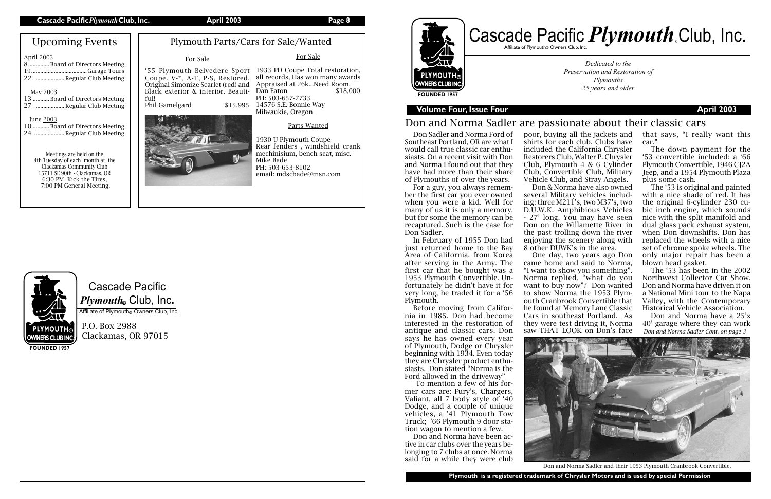## Upcoming Events

April 2003
8 .............. Board of Directors Meeting
19 .................................. Garage Tours
22 .................. Regular Club Meeting

May 2003
13 ........... Board of Directors Meeting
27 .................. Regular Club Meeting

June 2003
10 ........... Board of Directors Meeting
24 .................... Regular Club Meeting

Meetings are held on the 4th Tuesday of each month at the Clackamas Community Club 15711 SE 90th - Clackamas, OR 6:30 PM Kick the Tires, 7:00 PM General Meeting.

## Plymouth Parts/Cars for Sale/Wanted

### For Sale

'55 Plymouth Belvedere Sport Coupe. V-*, A-T, P-S, Restored. Original Simonize Scarlet (red) and Black exterior & interior. Beautiful!
Phil Gamelgard $15,995

### For Sale

1933 PD Coupe Total restoration, all records, Has won many awards Appraised at 26k...Need Room.
Dan Eaton $18,000
PH: 503-657-7733
14576 S.E. Bonnie Way
Milwaukie, Oregon

### Parts Wanted

1930 U Plymouth Coupe
Rear fenders , windshield crank mechinisium, bench seat, misc.
Mike Bade
PH: 503-653-8102
email: mdscbade@msn.com

Cascade Pacific *Plymouth*® Club, Inc.
Affiliate of Plymouth® Owners Club, Inc.

P.O. Box 2988
Clackamas, OR 97015

# Cascade Pacific *Plymouth*® Club, Inc.

Affiliate of Plymouth® Owners Club, Inc.

*Dedicated to the Preservation and Restoration of Plymouths 25 years and older*

**Volume Four, Issue Four** **April 2003**

## Don and Norma Sadler are passionate about their classic cars

Don Sadler and Norma Ford of Southeast Portland, OR are what I would call true classic car enthusiasts. On a recent visit with Don and Norma I found out that they have had more than their share of Plymouths of over the years.

For a guy, you always remember the first car you ever owned when you were a kid. Well for many of us it is only a memory, but for some the memory can be recaptured. Such is the case for Don Sadler.

In February of 1955 Don had just returned home to the Bay Area of California, from Korea after serving in the Army. The first car that he bought was a 1953 Plymouth Convertible. Unfortunately he didn't have it for very long, he traded it for a '56 Plymouth.

Before moving from California in 1985. Don had become interested in the restoration of antique and classic cars. Don says he has owned every year of Plymouth, Dodge or Chrysler beginning with 1934. Even today they are Chrysler product enthusiasts. Don stated "Norma is the Ford allowed in the driveway"

To mention a few of his former cars are: Fury's, Chargers, Valiant, all 7 body style of '40 Dodge, and a couple of unique vehicles, a '41 Plymouth Tow Truck; '66 Plymouth 9 door station wagon to mention a few.

Don and Norma have been active in car clubs over the years belonging to 7 clubs at once. Norma said for a while they were club poor, buying all the jackets and shirts for each club. Clubs have included the California Chrysler Restorers Club, Walter P. Chrysler Club, Plymouth 4 & 6 Cylinder Club, Convertible Club, Military Vehicle Club, and Stray Angels.

Don & Norma have also owned several Military vehicles including: three M211's, two M37's, two D.U.W.K. Amphibious Vehicles - 27' long. You may have seen Don on the Willamette River in the past trolling down the river enjoying the scenery along with 8 other DUWK's in the area.

One day, two years ago Don came home and said to Norma, "I want to show you something". Norma replied, "what do you want to buy now"? Don wanted to show Norma the 1953 Plymouth Cranbrook Convertible that he found at Memory Lane Classic Cars in southeast Portland. As they were test driving it, Norma saw THAT LOOK on Don's face that says, "I really want this car."

The down payment for the '53 convertible included: a '66 Plymouth Convertible, 1946 CJ2A Jeep, and a 1954 Plymouth Plaza plus some cash.

The '53 is original and painted with a nice shade of red. It has the original 6-cylinder 230 cubic inch engine, which sounds nice with the split manifold and dual glass pack exhaust system, when Don downshifts. Don has replaced the wheels with a nice set of chrome spoke wheels. The only major repair has been a blown head gasket.

The '53 has been in the 2002 Northwest Collector Car Show. Don and Norma have driven it on a National Mini tour to the Napa Valley, with the Contemporary Historical Vehicle Association.

Don and Norma have a 25'x 40' garage where they can work

*Don and Norma Sadler Cont. on page 3*

Don and Norma Sadler and their 1953 Plymouth Cranbrook Convertible.

**Plymouth is a registered trademark of Chrysler Motors and is used by special Permission**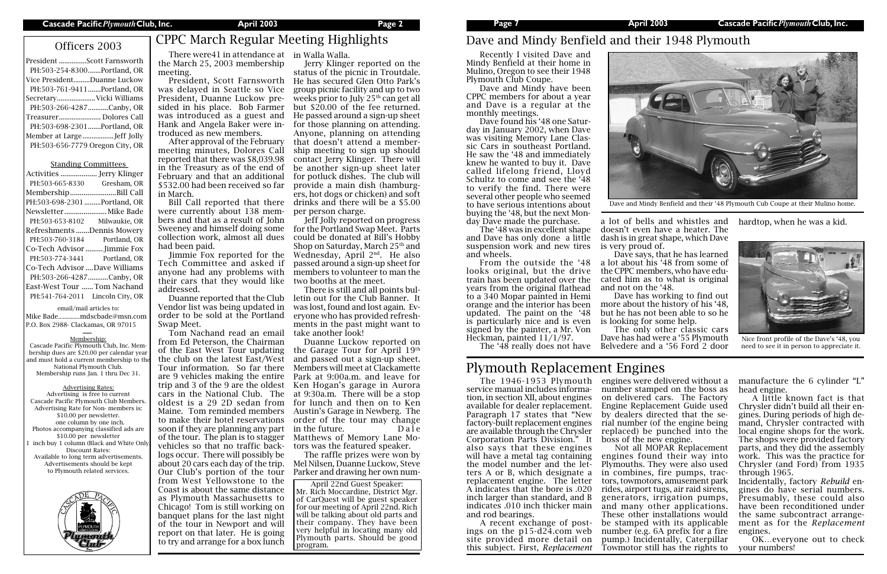## Officers 2003

President ...............Scott Farnsworth
PH:503-254-8300.......Portland, OR
Vice President.........Duanne Luckow
PH:503-761-9411.......Portland, OR
Secretary.....................Vicki Williams
PH:503-266-4287...........Canby, OR
Treasurer...................... Dolores Call
PH:503-698-2301.......Portland, OR
Member at Large.................Jeff Jolly
PH:503-656-7779 Oregon City, OR

### Standing Committees

Activities ................... Jerry Klinger
PH:503-665-8330 Gresham, OR
Membership........................Bill Call
PH:503-698-2301 .........Portland, OR
Newsletter......................Mike Bade
PH:503-653-8102 Milwaukie, OR
Refreshments .......Dennis Mowery
PH:503-760-3184 Portland, OR
Co-Tech Advisor ......... Jimmie Fox
PH:503-774-3441 Portland, OR
Co-Tech Advisor ....Dave Williams
PH:503-266-4287...........Canby, OR
East-West Tour ...... Tom Nachand
PH:541-764-2011 Lincoln City, OR

email/mail articles to:
Mike Bade.............mdscbade@msn.com
P.O. Box 2988- Clackamas, OR 97015

Membership:
Cascade Pacific Plymouth Club, Inc. Membership dues are $20.00 per calendar year and must hold a current membership to the National Plymouth Club.
Membership runs Jan. 1 thru Dec 31.

Advertising Rates:
Advertising is free to current Cascade Pacific Plymouth Club Members.
Advertising Rate for Non- members is:
$10.00 per newsletter.
one column by one inch.
Photos accompanying classified ads are $10.00 per newsletter
1 inch buy 1 column (Black and White Only)
Discount Rates:
Available to long term advertisements.
Advertisements should be kept to Plymouth related services.

## CPPC March Regular Meeting Highlights

There were41 in attendance at the March 25, 2003 membership meeting.

President, Scott Farnsworth was delayed in Seattle so Vice President, Duanne Luckow presided in his place. Bob Farmer was introduced as a guest and Hank and Angela Baker were introduced as new members.

After approval of the February meeting minutes, Dolores Call reported that there was $8,039.98 in the Treasury as of the end of February and that an additional $532.00 had been received so far in March.

Bill Call reported that there were currently about 138 members and that as a result of John Sweeney and himself doing some collection work, almost all dues had been paid.

Jimmie Fox reported for the Tech Committee and asked if anyone had any problems with their cars that they would like addressed.

Duanne reported that the Club Vendor list was being updated in order to be sold at the Portland Swap Meet.

Tom Nachand read an email from Ed Peterson, the Chairman of the East West Tour updating the club on the latest East/West Tour information. So far there are 9 vehicles making the entire trip and 3 of the 9 are the oldest cars in the National Club. The oldest is a 29 2D sedan from Maine. Tom reminded members to make their hotel reservations soon if they are planning any part of the tour. The plan is to stagger vehicles so that no traffic backlogs occur. There will possibly be about 20 cars each day of the trip. Our Club's portion of the tour from West Yellowstone to the Coast is about the same distance as Plymouth Massachusetts to Chicago! Tom is still working on banquet plans for the last night of the tour in Newport and will report on that later. He is going to try and arrange for a box lunch in Walla Walla.

Jerry Klinger reported on the status of the picnic in Troutdale. He has secured Glen Otto Park's group picnic facility and up to two weeks prior to July 25th can get all but $20.00 of the fee returned. He passed around a sign-up sheet for those planning on attending. Anyone, planning on attending that doesn't attend a membership meeting to sign up should contact Jerry Klinger. There will be another sign-up sheet later for potluck dishes. The club will provide a main dish (hamburgers, hot dogs or chicken) and soft drinks and there will be a $5.00 per person charge.

Jeff Jolly reported on progress for the Portland Swap Meet. Parts could be donated at Bill's Hobby Shop on Saturday, March 25th and Wednesday, April 2nd. He also passed around a sign-up sheet for members to volunteer to man the two booths at the meet.

There is still and all points bulletin out for the Club Banner. It was lost, found and lost again. Everyone who has provided refreshments in the past might want to take another look!

Duanne Luckow reported on the Garage Tour for April 19th and passed out a sign-up sheet. Members will meet at Clackamette Park at 9:00a.m. and leave for Ken Hogan's garage in Aurora at 9:30a.m. There will be a stop for lunch and then on to Ken Austin's Garage in Newberg. The order of the tour may change in the future. Dale Matthews of Memory Lane Motors was the featured speaker.

The raffle prizes were won by Mel Nilsen, Duanne Luckow, Steve Parker and drawing her own num-

April 22nd Guest Speaker:
Mr. Rich Moccardine, District Mgr. of CarQuest will be guest speaker for our meeting of April 22nd. Rich will be talking about old parts and their company. They have been very helpful in locating many old Plymouth parts. Should be good program.

## Dave and Mindy Benfield and their 1948 Plymouth

Recently I visited Dave and Mindy Benfield at their home in Mulino, Oregon to see their 1948 Plymouth Club Coupe.

Dave and Mindy have been CPPC members for about a year and Dave is a regular at the monthly meetings.

Dave found his '48 one Saturday in January 2002, when Dave was visiting Memory Lane Classic Cars in southeast Portland. He saw the '48 and immediately knew he wanted to buy it. Dave called lifelong friend, Lloyd Schultz to come and see the '48 to verify the find. There were several other people who seemed to have serious intentions about buying the '48, but the next Monday Dave made the purchase.

The '48 was in excellent shape and Dave has only done a little suspension work and new tires and wheels.

From the outside the '48 looks original, but the drive train has been updated over the years from the original flathead to a 340 Mopar painted in Hemi orange and the interior has been updated. The paint on the '48 is particularly nice and is even signed by the painter, a Mr. Von Heckman, painted 11/1/97.

The '48 really does not have a lot of bells and whistles and doesn't even have a heater. The dash is in great shape, which Dave is very proud of.

Dave says, that he has learned a lot about his '48 from some of the CPPC members, who have educated him as to what is original and not on the '48.

Dave has working to find out more about the history of his '48, but he has not been able to so he is looking for some help.

The only other classic cars Dave has had were a '55 Plymouth Belvedere and a '56 Ford 2 door hardtop, when he was a kid.

Dave and Mindy Benfield and their '48 Plymouth Cub Coupe at their Mulino home.

Nice front profile of the Dave's '48, you need to see it in person to appreciate it.

## Plymouth Replacement Engines

The 1946-1953 Plymouth service manual includes information, in section XII, about engines available for dealer replacement. Paragraph 17 states that "New factory-built replacement engines are available through the Chrysler Corporation Parts Division." It also says that these engines will have a metal tag containing the model number and the letters A or B, which designate a replacement engine. The letter A indicates that the bore is .020 inch larger than standard, and B indicates .010 inch thicker main and rod bearings.

A recent exchange of postings on the p15-d24.com web site provided more detail on this subject. First, *Replacement* engines were delivered without a number stamped on the boss as on delivered cars. The Factory Engine Replacement Guide used by dealers directed that the serial number (of the engine being replaced) be punched into the boss of the new engine.

Not all MOPAR Replacement engines found their way into Plymouths. They were also used in combines, fire pumps, tractors, towmotors, amusement park rides, airport tugs, air raid sirens, generators, irrigation pumps, and many other applications. These other installations would be stamped with its applicable number (e.g. 6A prefix for a fire pump.) Incidentally, Caterpillar Towmotor still has the rights to manufacture the 6 cylinder "L" head engine.

A little known fact is that Chrysler didn't build all their engines. During periods of high demand, Chrysler contracted with local engine shops for the work. The shops were provided factory parts, and they did the assembly work. This was the practice for Chrysler (and Ford) from 1935 through 1965.

Incidentally, factory *Rebuild* engines do have serial numbers. Presumably, these could also have been reconditioned under the same subcontract arrangement as for the *Replacement* engines.

OK...everyone out to check your numbers!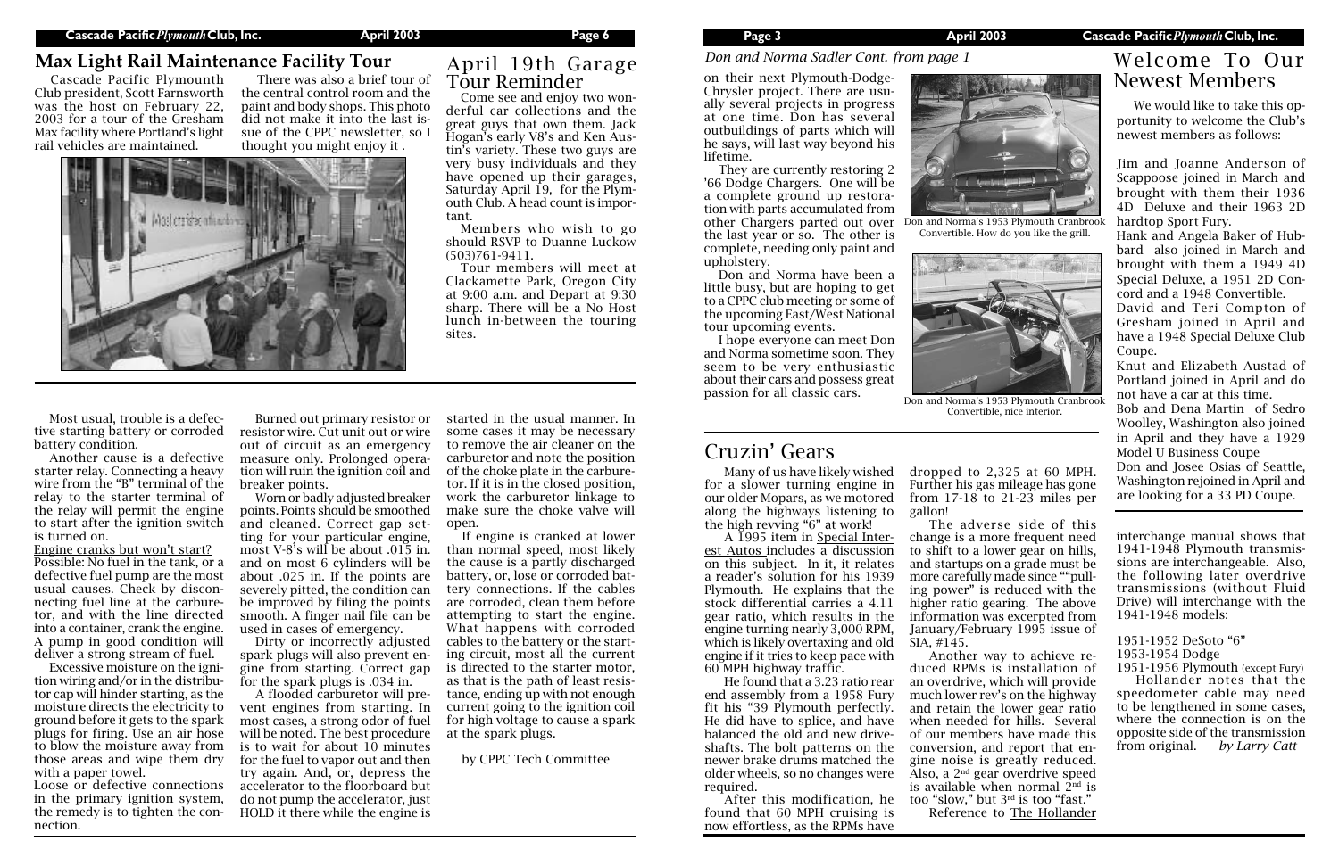## Max Light Rail Maintenance Facility Tour

Cascade Pacific Plymounth Club president, Scott Farnsworth was the host on February 22, 2003 for a tour of the Gresham Max facility where Portland's light rail vehicles are maintained.

There was also a brief tour of the central control room and the paint and body shops. This photo did not make it into the last issue of the CPPC newsletter, so I thought you might enjoy it .

## April 19th Garage Tour Reminder

Come see and enjoy two wonderful car collections and the great guys that own them. Jack Hogan's early V8's and Ken Austin's variety. These two guys are very busy individuals and they have opened up their garages, Saturday April 19, for the Plymouth Club. A head count is important.

Members who wish to go should RSVP to Duanne Luckow (503)761-9411.

Tour members will meet at Clackamette Park, Oregon City at 9:00 a.m. and Depart at 9:30 sharp. There will be a No Host lunch in-between the touring sites.

Most usual, trouble is a defective starting battery or corroded battery condition.

Another cause is a defective starter relay. Connecting a heavy wire from the "B" terminal of the relay to the starter terminal of the relay will permit the engine to start after the ignition switch is turned on.

Engine cranks but won't start? Possible: No fuel in the tank, or a defective fuel pump are the most usual causes. Check by disconnecting fuel line at the carburetor, and with the line directed into a container, crank the engine. A pump in good condition will deliver a strong stream of fuel.

Excessive moisture on the ignition wiring and/or in the distributor cap will hinder starting, as the moisture directs the electricity to ground before it gets to the spark plugs for firing. Use an air hose to blow the moisture away from those areas and wipe them dry with a paper towel.

Loose or defective connections in the primary ignition system, the remedy is to tighten the connection.

Burned out primary resistor or resistor wire. Cut unit out or wire out of circuit as an emergency measure only. Prolonged operation will ruin the ignition coil and breaker points.

Worn or badly adjusted breaker points. Points should be smoothed and cleaned. Correct gap setting for your particular engine, most V-8's will be about .015 in. and on most 6 cylinders will be about .025 in. If the points are severely pitted, the condition can be improved by filing the points smooth. A finger nail file can be used in cases of emergency.

Dirty or incorrectly adjusted spark plugs will also prevent engine from starting. Correct gap for the spark plugs is .034 in.

A flooded carburetor will prevent engines from starting. In most cases, a strong odor of fuel will be noted. The best procedure is to wait for about 10 minutes for the fuel to vapor out and then try again. And, or, depress the accelerator to the floorboard but do not pump the accelerator, just HOLD it there while the engine is started in the usual manner. In some cases it may be necessary to remove the air cleaner on the carburetor and note the position of the choke plate in the carburetor. If it is in the closed position, work the carburetor linkage to make sure the choke valve will open.

If engine is cranked at lower than normal speed, most likely the cause is a partly discharged battery, or, lose or corroded battery connections. If the cables are corroded, clean them before attempting to start the engine. What happens with corroded cables to the battery or the starting circuit, most all the current is directed to the starter motor, as that is the path of least resistance, ending up with not enough current going to the ignition coil for high voltage to cause a spark at the spark plugs.

by CPPC Tech Committee

*Don and Norma Sadler Cont. from page 1*

on their next Plymouth-Dodge-Chrysler project. There are usually several projects in progress at one time. Don has several outbuildings of parts which will he says, will last way beyond his lifetime.

They are currently restoring 2 '66 Dodge Chargers. One will be a complete ground up restoration with parts accumulated from other Chargers parted out over the last year or so. The other is complete, needing only paint and upholstery.

Don and Norma have been a little busy, but are hoping to get to a CPPC club meeting or some of the upcoming East/West National tour upcoming events.

I hope everyone can meet Don and Norma sometime soon. They seem to be very enthusiastic about their cars and possess great passion for all classic cars.

Don and Norma's 1953 Plymouth Cranbrook Convertible. How do you like the grill.

Don and Norma's 1953 Plymouth Cranbrook Convertible, nice interior.

## Welcome To Our Newest Members

We would like to take this opportunity to welcome the Club's newest members as follows:

Jim and Joanne Anderson of Scappoose joined in March and brought with them their 1936 4D Deluxe and their 1963 2D hardtop Sport Fury.

Hank and Angela Baker of Hubbard also joined in March and brought with them a 1949 4D Special Deluxe, a 1951 2D Concord and a 1948 Convertible.

David and Teri Compton of Gresham joined in April and have a 1948 Special Deluxe Club Coupe.

Knut and Elizabeth Austad of Portland joined in April and do not have a car at this time.

Bob and Dena Martin of Sedro Woolley, Washington also joined in April and they have a 1929 Model U Business Coupe

Don and Josee Osias of Seattle, Washington rejoined in April and are looking for a 33 PD Coupe.

## Cruzin' Gears

Many of us have likely wished for a slower turning engine in our older Mopars, as we motored along the highways listening to the high revving "6" at work!

A 1995 item in Special Interest Autos includes a discussion on this subject. In it, it relates a reader's solution for his 1939 Plymouth. He explains that the stock differential carries a 4.11 gear ratio, which results in the engine turning nearly 3,000 RPM, which is likely overtaxing and old engine if it tries to keep pace with 60 MPH highway traffic.

He found that a 3.23 ratio rear end assembly from a 1958 Fury fit his "39 Plymouth perfectly. He did have to splice, and have balanced the old and new driveshafts. The bolt patterns on the newer brake drums matched the older wheels, so no changes were required.

After this modification, he found that 60 MPH cruising is now effortless, as the RPMs have dropped to 2,325 at 60 MPH. Further his gas mileage has gone from 17-18 to 21-23 miles per gallon!

The adverse side of this change is a more frequent need to shift to a lower gear on hills, and startups on a grade must be more carefully made since ""pulling power" is reduced with the higher ratio gearing. The above information was excerpted from January/February 1995 issue of SIA, #145.

Another way to achieve reduced RPMs is installation of an overdrive, which will provide much lower rev's on the highway and retain the lower gear ratio when needed for hills. Several of our members have made this conversion, and report that engine noise is greatly reduced. Also, a 2nd gear overdrive speed is available when normal 2nd is too "slow," but 3rd is too "fast."

Reference to The Hollander interchange manual shows that 1941-1948 Plymouth transmissions are interchangeable. Also, the following later overdrive transmissions (without Fluid Drive) will interchange with the 1941-1948 models:

1951-1952 DeSoto "6"
1953-1954 Dodge
1951-1956 Plymouth (except Fury)

Hollander notes that the speedometer cable may need to be lengthened in some cases, where the connection is on the opposite side of the transmission from original. *by Larry Catt*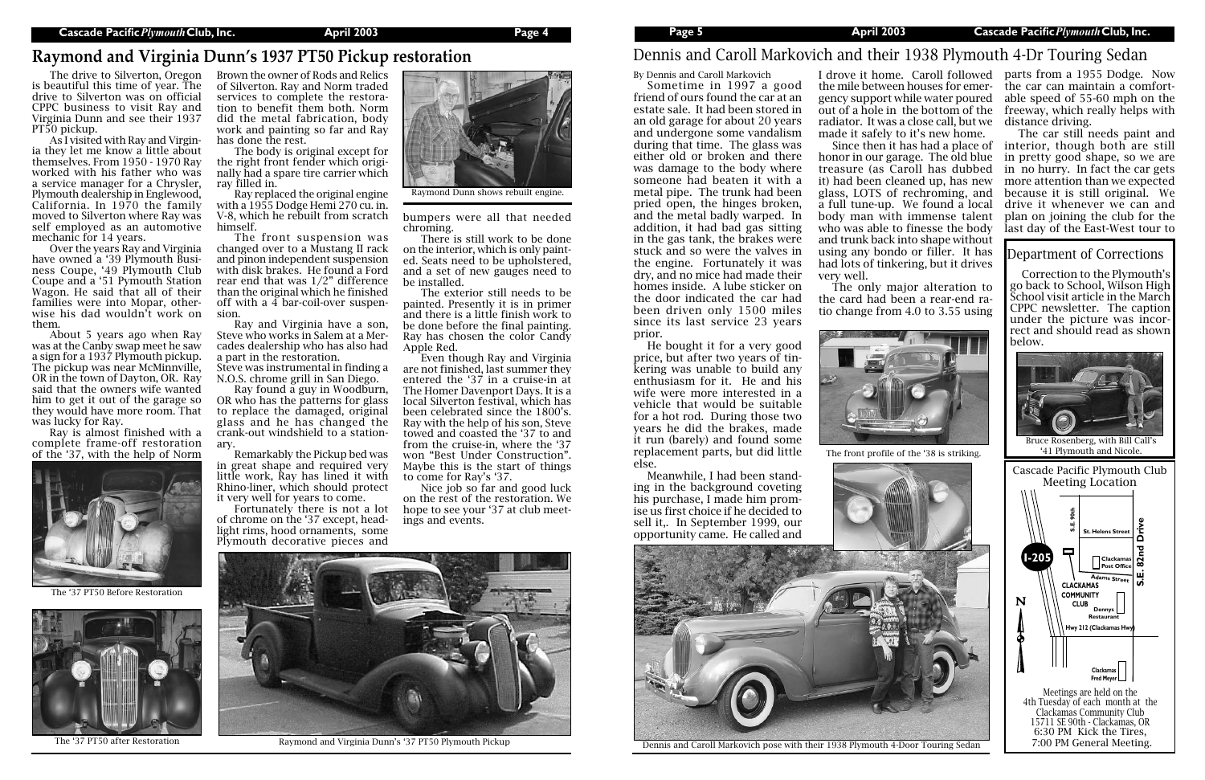# Raymond and Virginia Dunn's 1937 PT50 Pickup restoration

The drive to Silverton, Oregon is beautiful this time of year. The drive to Silverton was on official CPPC business to visit Ray and Virginia Dunn and see their 1937 PT50 pickup.

As I visited with Ray and Virginia they let me know a little about themselves. From 1950 - 1970 Ray worked with his father who was a service manager for a Chrysler, Plymouth dealership in Englewood, California. In 1970 the family moved to Silverton where Ray was self employed as an automotive mechanic for 14 years.

Over the years Ray and Virginia have owned a '39 Plymouth Business Coupe, '49 Plymouth Club Coupe and a '51 Plymouth Station Wagon. He said that all of their families were into Mopar, otherwise his dad wouldn't work on them.

About 5 years ago when Ray was at the Canby swap meet he saw a sign for a 1937 Plymouth pickup. The pickup was near McMinnville, OR in the town of Dayton, OR. Ray said that the owners wife wanted him to get it out of the garage so they would have more room. That was lucky for Ray.

Ray is almost finished with a complete frame-off restoration of the '37, with the help of Norm Brown the owner of Rods and Relics of Silverton. Ray and Norm traded services to complete the restoration to benefit them both. Norm did the metal fabrication, body work and painting so far and Ray has done the rest.

The body is original except for the right front fender which originally had a spare tire carrier which ray filled in.

Ray replaced the original engine with a 1955 Dodge Hemi 270 cu. in. V-8, which he rebuilt from scratch himself.

The front suspension was changed over to a Mustang II rack and pinon independent suspension with disk brakes. He found a Ford rear end that was 1/2" difference than the original which he finished off with a 4 bar-coil-over suspension.

Ray and Virginia have a son, Steve who works in Salem at a Mercades dealership who has also had a part in the restoration.
Steve was instrumental in finding a N.O.S. chrome grill in San Diego.

Ray found a guy in Woodburn, OR who has the patterns for glass to replace the damaged, original glass and he has changed the crank-out windshield to a stationary.

Remarkably the Pickup bed was in great shape and required very little work, Ray has lined it with Rhino-liner, which should protect it very well for years to come.

Fortunately there is not a lot of chrome on the '37 except, headlight rims, hood ornaments, some Plymouth decorative pieces and bumpers were all that needed chroming.

There is still work to be done on the interior, which is only painted. Seats need to be upholstered, and a set of new gauges need to be installed.

The exterior still needs to be painted. Presently it is in primer and there is a little finish work to be done before the final painting. Ray has chosen the color Candy Apple Red.

Even though Ray and Virginia are not finished, last summer they entered the '37 in a cruise-in at The Homer Davenport Days. It is a local Silverton festival, which has been celebrated since the 1800's. Ray with the help of his son, Steve towed and coasted the '37 to and from the cruise-in, where the '37 won "Best Under Construction". Maybe this is the start of things to come for Ray's '37.

Nice job so far and good luck on the rest of the restoration. We hope to see your '37 at club meetings and events.

Raymond Dunn shows rebuilt engine.

The '37 PT50 Before Restoration

The '37 PT50 after Restoration

Raymond and Virginia Dunn's '37 PT50 Plymouth Pickup

# Dennis and Caroll Markovich and their 1938 Plymouth 4-Dr Touring Sedan

By Dennis and Caroll Markovich

Sometime in 1997 a good friend of ours found the car at an estate sale. It had been stored in an old garage for about 20 years and undergone some vandalism during that time. The glass was either old or broken and there was damage to the body where someone had beaten it with a metal pipe. The trunk had been pried open, the hinges broken, and the metal badly warped. In addition, it had bad gas sitting in the gas tank, the brakes were stuck and so were the valves in the engine. Fortunately it was dry, and no mice had made their homes inside. A lube sticker on the door indicated the car had been driven only 1500 miles since its last service 23 years prior.

He bought it for a very good price, but after two years of tinkering was unable to build any enthusiasm for it. He and his wife were more interested in a vehicle that would be suitable for a hot rod. During those two years he did the brakes, made it run (barely) and found some replacement parts, but did little else.

Meanwhile, I had been standing in the background coveting his purchase, I made him promise us first choice if he decided to sell it,. In September 1999, our opportunity came. He called and I drove it home. Caroll followed the mile between houses for emergency support while water poured out of a hole in the bottom of the radiator. It was a close call, but we made it safely to it's new home.

Since then it has had a place of honor in our garage. The old blue treasure (as Caroll has dubbed it) had been cleaned up, has new glass, LOTS of rechroming, and a full tune-up. We found a local body man with immense talent who was able to finesse the body and trunk back into shape without using any bondo or filler. It has had lots of tinkering, but it drives very well.

The only major alteration to the card had been a rear-end ratio change from 4.0 to 3.55 using parts from a 1955 Dodge. Now the car can maintain a comfortable speed of 55-60 mph on the freeway, which really helps with distance driving.

The car still needs paint and interior, though both are still in pretty good shape, so we are in no hurry. In fact the car gets more attention than we expected because it is still original. We drive it whenever we can and plan on joining the club for the last day of the East-West tour to

The front profile of the '38 is striking.

Dennis and Caroll Markovich pose with their 1938 Plymouth 4-Door Touring Sedan

## Department of Corrections

Correction to the Plymouth's go back to School, Wilson High School visit article in the March CPPC newsletter. The caption under the picture was incorrect and should read as shown below.

Bruce Rosenberg, with Bill Call's '41 Plymouth and Nicole.

## Cascade Pacific Plymouth Club Meeting Location

I-205
S.E. 90th
St. Helens Street
S.E. 82nd Drive
Clackamas Post Office
Adams Street
CLACKAMAS COMMUNITY CLUB
Dennys Restaurant
Hwy 212 (Clackamas Hwy)
Clackamas Fred Meyer
N

Meetings are held on the 4th Tuesday of each month at the Clackamas Community Club
15711 SE 90th - Clackamas, OR
6:30 PM Kick the Tires,
7:00 PM General Meeting.